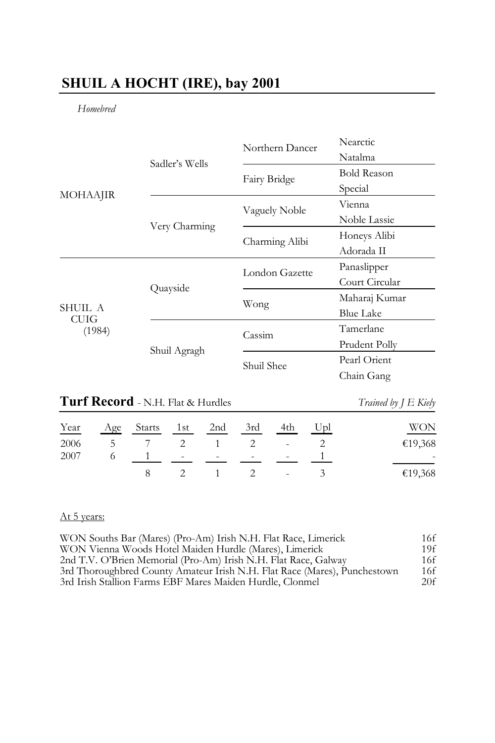## SHUIL A HOCHT (IRE), bay 2001

*Homebred*

| | | | |
|---|---|---|---|
| MOHAAJIR | Sadler's Wells | Northern Dancer | Nearctic |
| | | | Natalma |
| | | Fairy Bridge | Bold Reason |
| | | | Special |
| | Very Charming | Vaguely Noble | Vienna |
| | | | Noble Lassie |
| | | Charming Alibi | Honeys Alibi |
| | | | Adorada II |
| SHUIL A CUIG (1984) | Quayside | London Gazette | Panaslipper |
| | | | Court Circular |
| | | Wong | Maharaj Kumar |
| | | | Blue Lake |
| | Shuil Agragh | Cassim | Tamerlane |
| | | | Prudent Polly |
| | | Shuil Shee | Pearl Orient |
| | | | Chain Gang |

**Turf Record** - N.H. Flat & Hurdles *Trained by J E Kiely*

| Year | Age | Starts | 1st | 2nd | 3rd | 4th | Upl | WON |
|---|---|---|---|---|---|---|---|---|
| 2006 | 5 | 7 | 2 | 1 | 2 | - | 2 | €19,368 |
| 2007 | 6 | 1 | - | - | - | - | 1 | - |
| | | 8 | 2 | 1 | 2 | - | 3 | €19,368 |

At 5 years:

| | |
|---|---|
| WON Souths Bar (Mares) (Pro-Am) Irish N.H. Flat Race, Limerick | 16f |
| WON Vienna Woods Hotel Maiden Hurdle (Mares), Limerick | 19f |
| 2nd T.V. O'Brien Memorial (Pro-Am) Irish N.H. Flat Race, Galway | 16f |
| 3rd Thoroughbred County Amateur Irish N.H. Flat Race (Mares), Punchestown | 16f |
| 3rd Irish Stallion Farms EBF Mares Maiden Hurdle, Clonmel | 20f |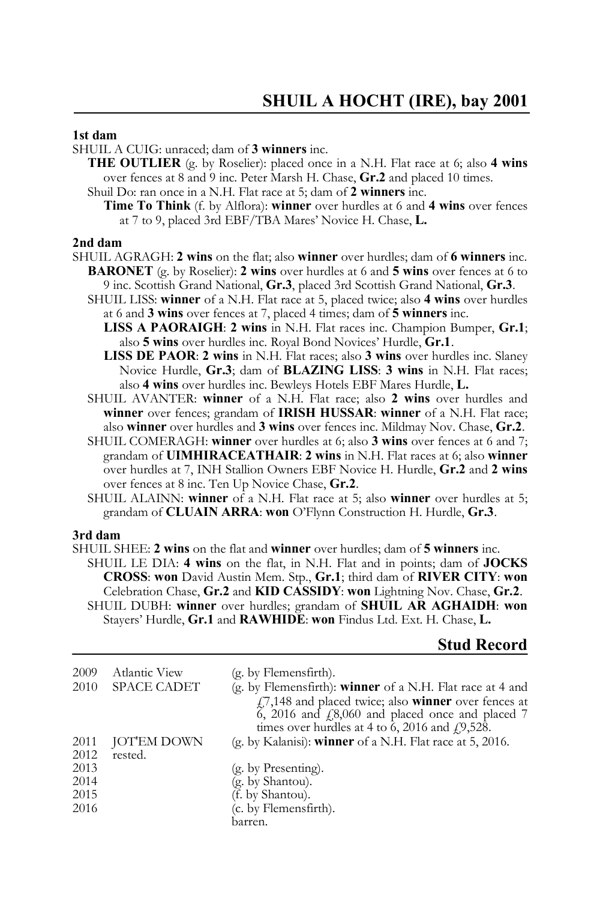## SHUIL A HOCHT (IRE), bay 2001

**1st dam**

SHUIL A CUIG: unraced; dam of **3 winners** inc.

**THE OUTLIER** (g. by Roselier): placed once in a N.H. Flat race at 6; also **4 wins** over fences at 8 and 9 inc. Peter Marsh H. Chase, **Gr.2** and placed 10 times.

Shuil Do: ran once in a N.H. Flat race at 5; dam of **2 winners** inc.

**Time To Think** (f. by Alflora): **winner** over hurdles at 6 and **4 wins** over fences at 7 to 9, placed 3rd EBF/TBA Mares' Novice H. Chase, **L.**

**2nd dam**

SHUIL AGRAGH: **2 wins** on the flat; also **winner** over hurdles; dam of **6 winners** inc.

**BARONET** (g. by Roselier): **2 wins** over hurdles at 6 and **5 wins** over fences at 6 to 9 inc. Scottish Grand National, **Gr.3**, placed 3rd Scottish Grand National, **Gr.3**.

SHUIL LISS: **winner** of a N.H. Flat race at 5, placed twice; also **4 wins** over hurdles at 6 and **3 wins** over fences at 7, placed 4 times; dam of **5 winners** inc.

**LISS A PAORAIGH**: **2 wins** in N.H. Flat races inc. Champion Bumper, **Gr.1**; also **5 wins** over hurdles inc. Royal Bond Novices' Hurdle, **Gr.1**.

**LISS DE PAOR**: **2 wins** in N.H. Flat races; also **3 wins** over hurdles inc. Slaney Novice Hurdle, **Gr.3**; dam of **BLAZING LISS**: **3 wins** in N.H. Flat races; also **4 wins** over hurdles inc. Bewleys Hotels EBF Mares Hurdle, **L.**

SHUIL AVANTER: **winner** of a N.H. Flat race; also **2 wins** over hurdles and **winner** over fences; grandam of **IRISH HUSSAR**: **winner** of a N.H. Flat race; also **winner** over hurdles and **3 wins** over fences inc. Mildmay Nov. Chase, **Gr.2**.

SHUIL COMERAGH: **winner** over hurdles at 6; also **3 wins** over fences at 6 and 7; grandam of **UIMHIRACEATHAIR**: **2 wins** in N.H. Flat races at 6; also **winner** over hurdles at 7, INH Stallion Owners EBF Novice H. Hurdle, **Gr.2** and **2 wins** over fences at 8 inc. Ten Up Novice Chase, **Gr.2**.

SHUIL ALAINN: **winner** of a N.H. Flat race at 5; also **winner** over hurdles at 5; grandam of **CLUAIN ARRA**: **won** O'Flynn Construction H. Hurdle, **Gr.3**.

**3rd dam**

SHUIL SHEE: **2 wins** on the flat and **winner** over hurdles; dam of **5 winners** inc.

SHUIL LE DIA: **4 wins** on the flat, in N.H. Flat and in points; dam of **JOCKS CROSS**: **won** David Austin Mem. Stp., **Gr.1**; third dam of **RIVER CITY**: **won** Celebration Chase, **Gr.2** and **KID CASSIDY**: **won** Lightning Nov. Chase, **Gr.2**.

SHUIL DUBH: **winner** over hurdles; grandam of **SHUIL AR AGHAIDH**: **won** Stayers' Hurdle, **Gr.1** and **RAWHIDE**: **won** Findus Ltd. Ext. H. Chase, **L.**

## Stud Record

| | | |
|---|---|---|
| 2009 | Atlantic View | (g. by Flemensfirth). |
| 2010 | SPACE CADET | (g. by Flemensfirth): **winner** of a N.H. Flat race at 4 and £7,148 and placed twice; also **winner** over fences at 6, 2016 and £8,060 and placed once and placed 7 times over hurdles at 4 to 6, 2016 and £9,528. |
| 2011 | JOT'EM DOWN | (g. by Kalanisi): **winner** of a N.H. Flat race at 5, 2016. |
| 2012 | rested. | |
| 2013 | | (g. by Presenting). |
| 2014 | | (g. by Shantou). |
| 2015 | | (f. by Shantou). |
| 2016 | | (c. by Flemensfirth). |
| | | barren. |